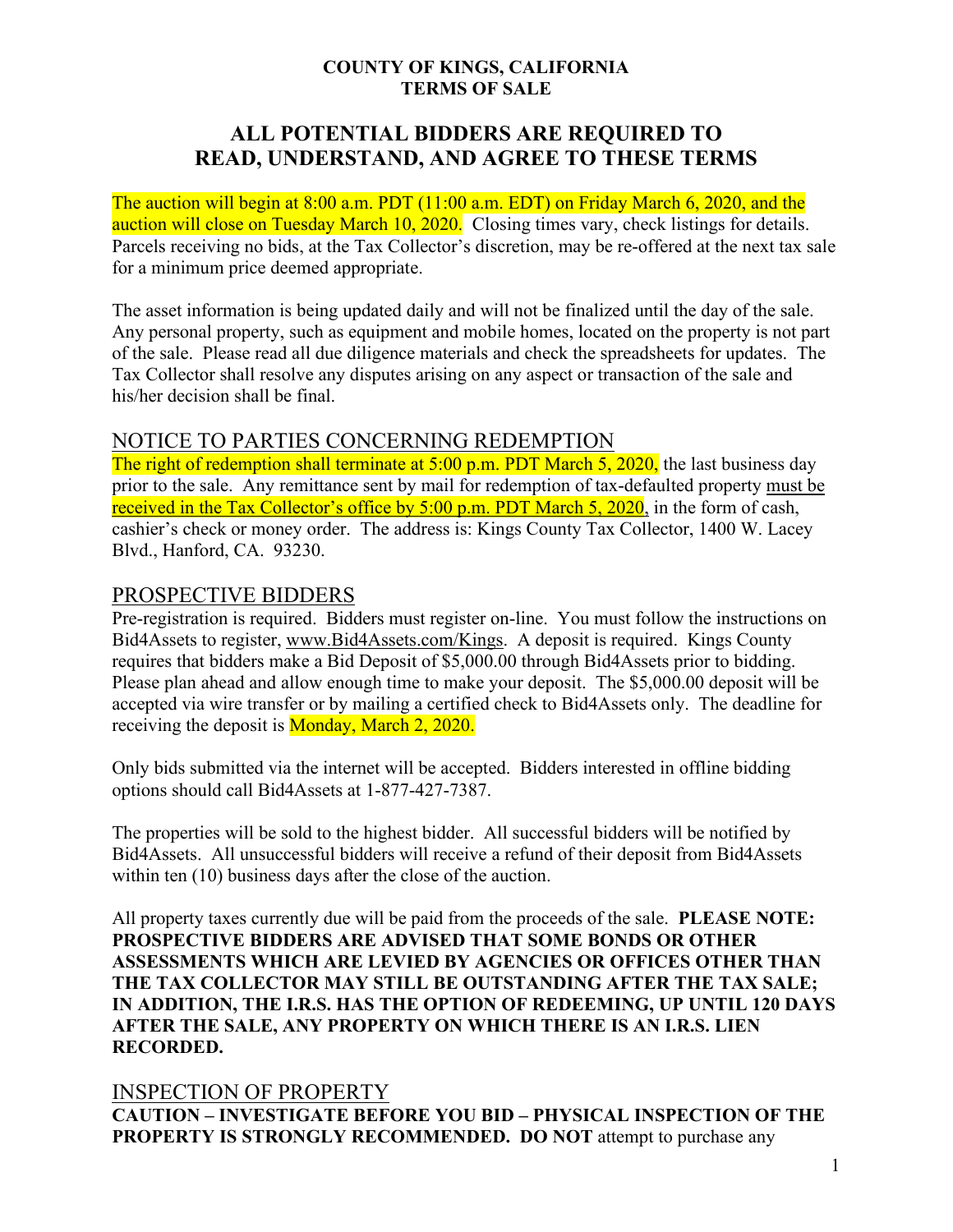**COUNTY OF KINGS, CALIFORNIA**
**TERMS OF SALE**

# ALL POTENTIAL BIDDERS ARE REQUIRED TO READ, UNDERSTAND, AND AGREE TO THESE TERMS

The auction will begin at 8:00 a.m. PDT (11:00 a.m. EDT) on Friday March 6, 2020, and the auction will close on Tuesday March 10, 2020. Closing times vary, check listings for details. Parcels receiving no bids, at the Tax Collector's discretion, may be re-offered at the next tax sale for a minimum price deemed appropriate.

The asset information is being updated daily and will not be finalized until the day of the sale. Any personal property, such as equipment and mobile homes, located on the property is not part of the sale. Please read all due diligence materials and check the spreadsheets for updates. The Tax Collector shall resolve any disputes arising on any aspect or transaction of the sale and his/her decision shall be final.

## NOTICE TO PARTIES CONCERNING REDEMPTION

The right of redemption shall terminate at 5:00 p.m. PDT March 5, 2020, the last business day prior to the sale. Any remittance sent by mail for redemption of tax-defaulted property must be received in the Tax Collector's office by 5:00 p.m. PDT March 5, 2020, in the form of cash, cashier's check or money order. The address is: Kings County Tax Collector, 1400 W. Lacey Blvd., Hanford, CA. 93230.

## PROSPECTIVE BIDDERS

Pre-registration is required. Bidders must register on-line. You must follow the instructions on Bid4Assets to register, www.Bid4Assets.com/Kings. A deposit is required. Kings County requires that bidders make a Bid Deposit of $5,000.00 through Bid4Assets prior to bidding. Please plan ahead and allow enough time to make your deposit. The $5,000.00 deposit will be accepted via wire transfer or by mailing a certified check to Bid4Assets only. The deadline for receiving the deposit is Monday, March 2, 2020.

Only bids submitted via the internet will be accepted. Bidders interested in offline bidding options should call Bid4Assets at 1-877-427-7387.

The properties will be sold to the highest bidder. All successful bidders will be notified by Bid4Assets. All unsuccessful bidders will receive a refund of their deposit from Bid4Assets within ten (10) business days after the close of the auction.

All property taxes currently due will be paid from the proceeds of the sale. **PLEASE NOTE: PROSPECTIVE BIDDERS ARE ADVISED THAT SOME BONDS OR OTHER ASSESSMENTS WHICH ARE LEVIED BY AGENCIES OR OFFICES OTHER THAN THE TAX COLLECTOR MAY STILL BE OUTSTANDING AFTER THE TAX SALE; IN ADDITION, THE I.R.S. HAS THE OPTION OF REDEEMING, UP UNTIL 120 DAYS AFTER THE SALE, ANY PROPERTY ON WHICH THERE IS AN I.R.S. LIEN RECORDED.**

## INSPECTION OF PROPERTY

**CAUTION – INVESTIGATE BEFORE YOU BID – PHYSICAL INSPECTION OF THE PROPERTY IS STRONGLY RECOMMENDED. DO NOT** attempt to purchase any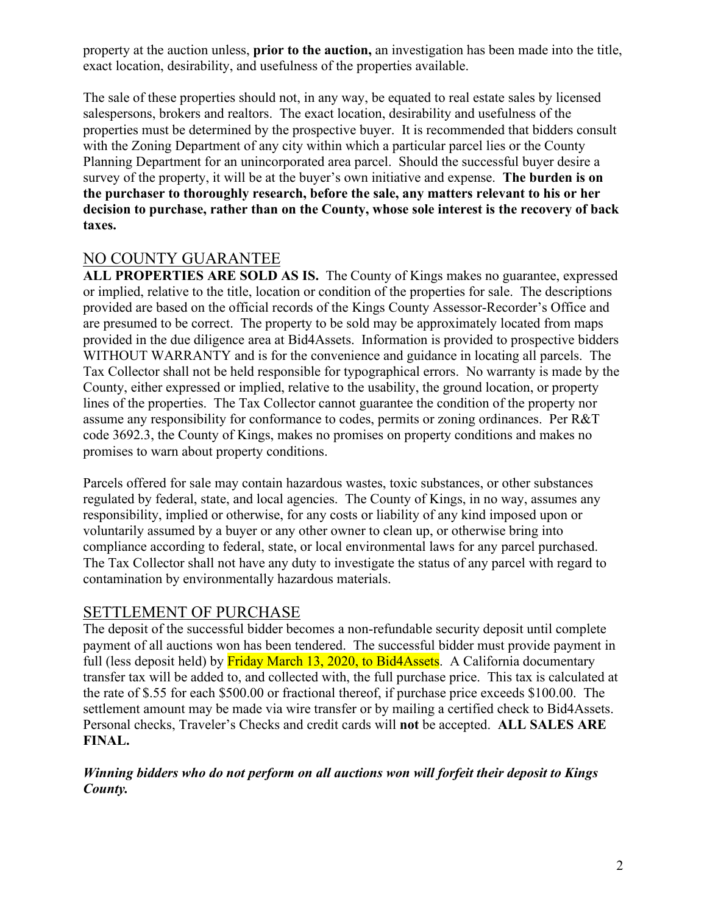property at the auction unless, **prior to the auction,** an investigation has been made into the title, exact location, desirability, and usefulness of the properties available.

The sale of these properties should not, in any way, be equated to real estate sales by licensed salespersons, brokers and realtors. The exact location, desirability and usefulness of the properties must be determined by the prospective buyer. It is recommended that bidders consult with the Zoning Department of any city within which a particular parcel lies or the County Planning Department for an unincorporated area parcel. Should the successful buyer desire a survey of the property, it will be at the buyer's own initiative and expense. **The burden is on the purchaser to thoroughly research, before the sale, any matters relevant to his or her decision to purchase, rather than on the County, whose sole interest is the recovery of back taxes.**

## NO COUNTY GUARANTEE

**ALL PROPERTIES ARE SOLD AS IS.** The County of Kings makes no guarantee, expressed or implied, relative to the title, location or condition of the properties for sale. The descriptions provided are based on the official records of the Kings County Assessor-Recorder's Office and are presumed to be correct. The property to be sold may be approximately located from maps provided in the due diligence area at Bid4Assets. Information is provided to prospective bidders WITHOUT WARRANTY and is for the convenience and guidance in locating all parcels. The Tax Collector shall not be held responsible for typographical errors. No warranty is made by the County, either expressed or implied, relative to the usability, the ground location, or property lines of the properties. The Tax Collector cannot guarantee the condition of the property nor assume any responsibility for conformance to codes, permits or zoning ordinances. Per R&T code 3692.3, the County of Kings, makes no promises on property conditions and makes no promises to warn about property conditions.

Parcels offered for sale may contain hazardous wastes, toxic substances, or other substances regulated by federal, state, and local agencies. The County of Kings, in no way, assumes any responsibility, implied or otherwise, for any costs or liability of any kind imposed upon or voluntarily assumed by a buyer or any other owner to clean up, or otherwise bring into compliance according to federal, state, or local environmental laws for any parcel purchased. The Tax Collector shall not have any duty to investigate the status of any parcel with regard to contamination by environmentally hazardous materials.

## SETTLEMENT OF PURCHASE

The deposit of the successful bidder becomes a non-refundable security deposit until complete payment of all auctions won has been tendered. The successful bidder must provide payment in full (less deposit held) by Friday March 13, 2020, to Bid4Assets. A California documentary transfer tax will be added to, and collected with, the full purchase price. This tax is calculated at the rate of $.55 for each $500.00 or fractional thereof, if purchase price exceeds $100.00. The settlement amount may be made via wire transfer or by mailing a certified check to Bid4Assets. Personal checks, Traveler's Checks and credit cards will **not** be accepted. **ALL SALES ARE FINAL.**

***Winning bidders who do not perform on all auctions won will forfeit their deposit to Kings County.***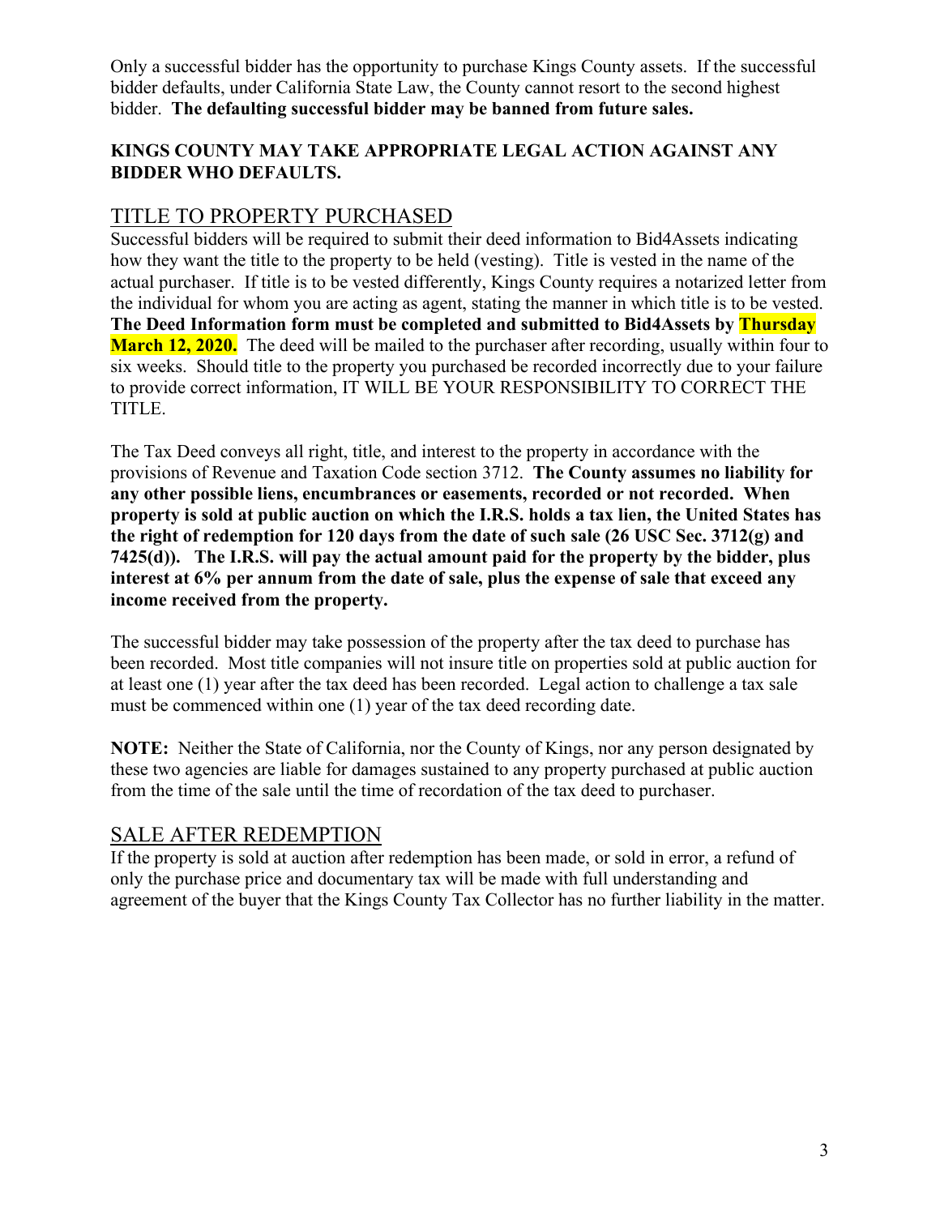Only a successful bidder has the opportunity to purchase Kings County assets. If the successful bidder defaults, under California State Law, the County cannot resort to the second highest bidder. **The defaulting successful bidder may be banned from future sales.**

**KINGS COUNTY MAY TAKE APPROPRIATE LEGAL ACTION AGAINST ANY BIDDER WHO DEFAULTS.**

## TITLE TO PROPERTY PURCHASED

Successful bidders will be required to submit their deed information to Bid4Assets indicating how they want the title to the property to be held (vesting). Title is vested in the name of the actual purchaser. If title is to be vested differently, Kings County requires a notarized letter from the individual for whom you are acting as agent, stating the manner in which title is to be vested. **The Deed Information form must be completed and submitted to Bid4Assets by Thursday March 12, 2020.** The deed will be mailed to the purchaser after recording, usually within four to six weeks. Should title to the property you purchased be recorded incorrectly due to your failure to provide correct information, IT WILL BE YOUR RESPONSIBILITY TO CORRECT THE TITLE.

The Tax Deed conveys all right, title, and interest to the property in accordance with the provisions of Revenue and Taxation Code section 3712. **The County assumes no liability for any other possible liens, encumbrances or easements, recorded or not recorded. When property is sold at public auction on which the I.R.S. holds a tax lien, the United States has the right of redemption for 120 days from the date of such sale (26 USC Sec. 3712(g) and 7425(d)). The I.R.S. will pay the actual amount paid for the property by the bidder, plus interest at 6% per annum from the date of sale, plus the expense of sale that exceed any income received from the property.**

The successful bidder may take possession of the property after the tax deed to purchase has been recorded. Most title companies will not insure title on properties sold at public auction for at least one (1) year after the tax deed has been recorded. Legal action to challenge a tax sale must be commenced within one (1) year of the tax deed recording date.

**NOTE:** Neither the State of California, nor the County of Kings, nor any person designated by these two agencies are liable for damages sustained to any property purchased at public auction from the time of the sale until the time of recordation of the tax deed to purchaser.

## SALE AFTER REDEMPTION

If the property is sold at auction after redemption has been made, or sold in error, a refund of only the purchase price and documentary tax will be made with full understanding and agreement of the buyer that the Kings County Tax Collector has no further liability in the matter.